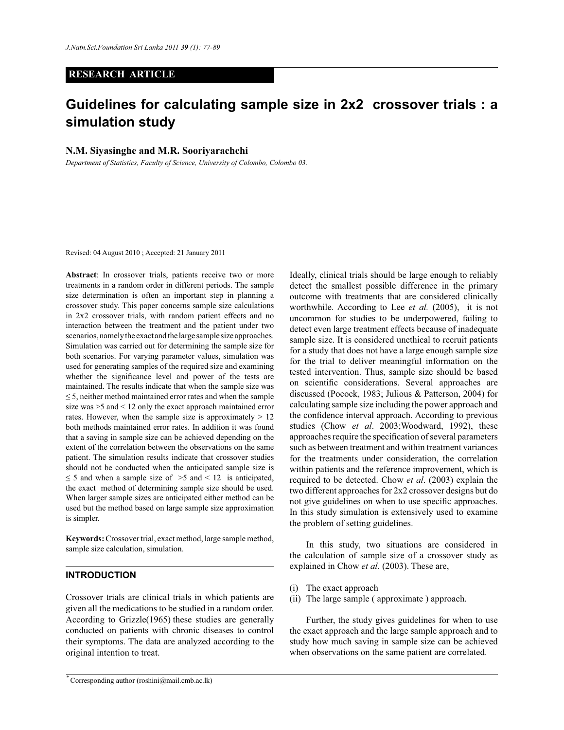RESEARCH ARTICLE

# Guidelines for calculating sample size in 2x2 crossover trials : a simulation study

**N.M. Siyasinghe and M.R. Sooriyarachchi**

*Department of Statistics, Faculty of Science, University of Colombo, Colombo 03.*

Revised: 04 August 2010 ; Accepted: 21 January 2011

**Abstract**: In crossover trials, patients receive two or more treatments in a random order in different periods. The sample size determination is often an important step in planning a crossover study. This paper concerns sample size calculations in 2x2 crossover trials, with random patient effects and no interaction between the treatment and the patient under two scenarios, namely the exact and the large sample size approaches. Simulation was carried out for determining the sample size for both scenarios. For varying parameter values, simulation was used for generating samples of the required size and examining whether the significance level and power of the tests are maintained. The results indicate that when the sample size was ≤ 5, neither method maintained error rates and when the sample size was >5 and < 12 only the exact approach maintained error rates. However, when the sample size is approximately > 12 both methods maintained error rates. In addition it was found that a saving in sample size can be achieved depending on the extent of the correlation between the observations on the same patient. The simulation results indicate that crossover studies should not be conducted when the anticipated sample size is ≤ 5 and when a sample size of >5 and < 12 is anticipated, the exact method of determining sample size should be used. When larger sample sizes are anticipated either method can be used but the method based on large sample size approximation is simpler.

**Keywords:** Crossover trial, exact method, large sample method, sample size calculation, simulation.

## INTRODUCTION

Crossover trials are clinical trials in which patients are given all the medications to be studied in a random order. According to Grizzle(1965) these studies are generally conducted on patients with chronic diseases to control their symptoms. The data are analyzed according to the original intention to treat.

Ideally, clinical trials should be large enough to reliably detect the smallest possible difference in the primary outcome with treatments that are considered clinically worthwhile. According to Lee *et al.* (2005), it is not uncommon for studies to be underpowered, failing to detect even large treatment effects because of inadequate sample size. It is considered unethical to recruit patients for a study that does not have a large enough sample size for the trial to deliver meaningful information on the tested intervention. Thus, sample size should be based on scientific considerations. Several approaches are discussed (Pocock, 1983; Julious & Patterson, 2004) for calculating sample size including the power approach and the confidence interval approach. According to previous studies (Chow *et al*. 2003;Woodward, 1992), these approaches require the specification of several parameters such as between treatment and within treatment variances for the treatments under consideration, the correlation within patients and the reference improvement, which is required to be detected. Chow *et al*. (2003) explain the two different approaches for 2x2 crossover designs but do not give guidelines on when to use specific approaches. In this study simulation is extensively used to examine the problem of setting guidelines.

In this study, two situations are considered in the calculation of sample size of a crossover study as explained in Chow *et al*. (2003). These are,

(i) The exact approach
(ii) The large sample ( approximate ) approach.

Further, the study gives guidelines for when to use the exact approach and the large sample approach and to study how much saving in sample size can be achieved when observations on the same patient are correlated.

*Corresponding author (roshini@mail.cmb.ac.lk)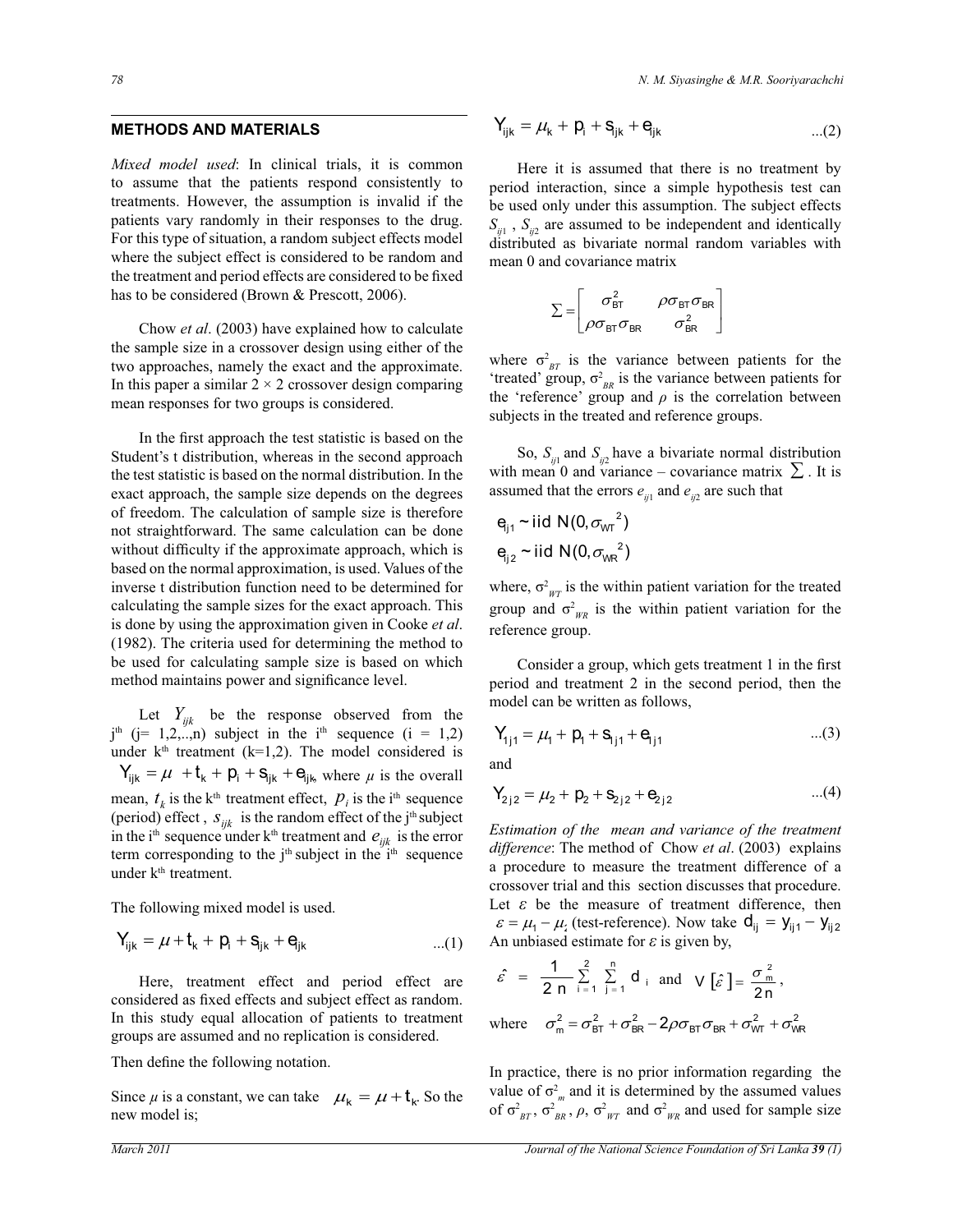## METHODS AND MATERIALS

*Mixed model used*: In clinical trials, it is common to assume that the patients respond consistently to treatments. However, the assumption is invalid if the patients vary randomly in their responses to the drug. For this type of situation, a random subject effects model where the subject effect is considered to be random and the treatment and period effects are considered to be fixed has to be considered (Brown & Prescott, 2006).

Chow *et al*. (2003) have explained how to calculate the sample size in a crossover design using either of the two approaches, namely the exact and the approximate. In this paper a similar $2 \times 2$ crossover design comparing mean responses for two groups is considered.

In the first approach the test statistic is based on the Student's t distribution, whereas in the second approach the test statistic is based on the normal distribution. In the exact approach, the sample size depends on the degrees of freedom. The calculation of sample size is therefore not straightforward. The same calculation can be done without difficulty if the approximate approach, which is based on the normal approximation, is used. Values of the inverse t distribution function need to be determined for calculating the sample sizes for the exact approach. This is done by using the approximation given in Cooke *et al*. (1982). The criteria used for determining the method to be used for calculating sample size is based on which method maintains power and significance level.

Let $Y_{ijk}$ be the response observed from the j[th] (j= 1,2,..,n) subject in the i[th] sequence (i = 1,2) under k[th] treatment (k=1,2). The model considered is $Y_{ijk} = \mu + t_k + p_i + s_{ijk} + e_{ijk}$, where $\mu$ is the overall mean, $t_k$ is the k[th] treatment effect, $p_i$ is the i[th] sequence (period) effect , $s_{ijk}$ is the random effect of the j[th] subject in the i[th] sequence under k[th] treatment and $e_{ijk}$ is the error term corresponding to the j[th] subject in the i[th] sequence under k[th] treatment.

The following mixed model is used.

$$Y_{ijk} = \mu + t_k + p_i + s_{jk} + e_{jk} \qquad ...(1)$$

Here, treatment effect and period effect are considered as fixed effects and subject effect as random. In this study equal allocation of patients to treatment groups are assumed and no replication is considered.

Then define the following notation.

Since $\mu$ is a constant, we can take $\mu_k = \mu + t_k$. So the new model is;

$$Y_{ijk} = \mu_k + p_i + s_{ijk} + e_{ijk} \qquad ...(2)$$

Here it is assumed that there is no treatment by period interaction, since a simple hypothesis test can be used only under this assumption. The subject effects $S_{ij1}$ , $S_{ij2}$ are assumed to be independent and identically distributed as bivariate normal random variables with mean 0 and covariance matrix

$$\Sigma = \begin{bmatrix} \sigma^2_{BT} & \rho\sigma_{BT}\sigma_{BR} \\ \rho\sigma_{BT}\sigma_{BR} & \sigma^2_{BR} \end{bmatrix}$$

where $\sigma^2_{BT}$ is the variance between patients for the 'treated' group, $\sigma^2_{BR}$ is the variance between patients for the 'reference' group and $\rho$ is the correlation between subjects in the treated and reference groups.

So, $S_{ij1}$ and $S_{ij2}$ have a bivariate normal distribution with mean 0 and variance – covariance matrix $\Sigma$ . It is assumed that the errors $e_{ij1}$ and $e_{ij2}$ are such that

$$e_{ij1} \sim \text{iid } N(0, \sigma_{WT}{}^2)$$
$$e_{ij2} \sim \text{iid } N(0, \sigma_{WR}{}^2)$$

where, $\sigma^2_{WT}$ is the within patient variation for the treated group and $\sigma^2_{WR}$ is the within patient variation for the reference group.

Consider a group, which gets treatment 1 in the first period and treatment 2 in the second period, then the model can be written as follows,

$$Y_{1j1} = \mu_1 + p_1 + s_{1j1} + e_{1j1} \qquad ...(3)$$

and

$$Y_{2j2} = \mu_2 + p_2 + s_{2j2} + e_{2j2} \qquad ...(4)$$

*Estimation of the mean and variance of the treatment difference*: The method of Chow *et al*. (2003) explains a procedure to measure the treatment difference of a crossover trial and this section discusses that procedure. Let $\varepsilon$ be the measure of treatment difference, then $\varepsilon = \mu_1 - \mu_2$ (test-reference). Now take $d_{ij} = y_{ij1} - y_{ij2}$ An unbiased estimate for $\varepsilon$ is given by,

$$\hat{\varepsilon} = \frac{1}{2n}\sum_{i=1}^{2}\sum_{j=1}^{n} d_i \quad \text{and} \quad V[\hat{\varepsilon}] = \frac{\sigma^2_m}{2n},$$

where $\sigma^2_m = \sigma^2_{BT} + \sigma^2_{BR} - 2\rho\sigma_{BT}\sigma_{BR} + \sigma^2_{WT} + \sigma^2_{WR}$

In practice, there is no prior information regarding the value of $\sigma^2_m$ and it is determined by the assumed values of $\sigma^2_{BT}$, $\sigma^2_{BR}$, $\rho$, $\sigma^2_{WT}$ and $\sigma^2_{WR}$ and used for sample size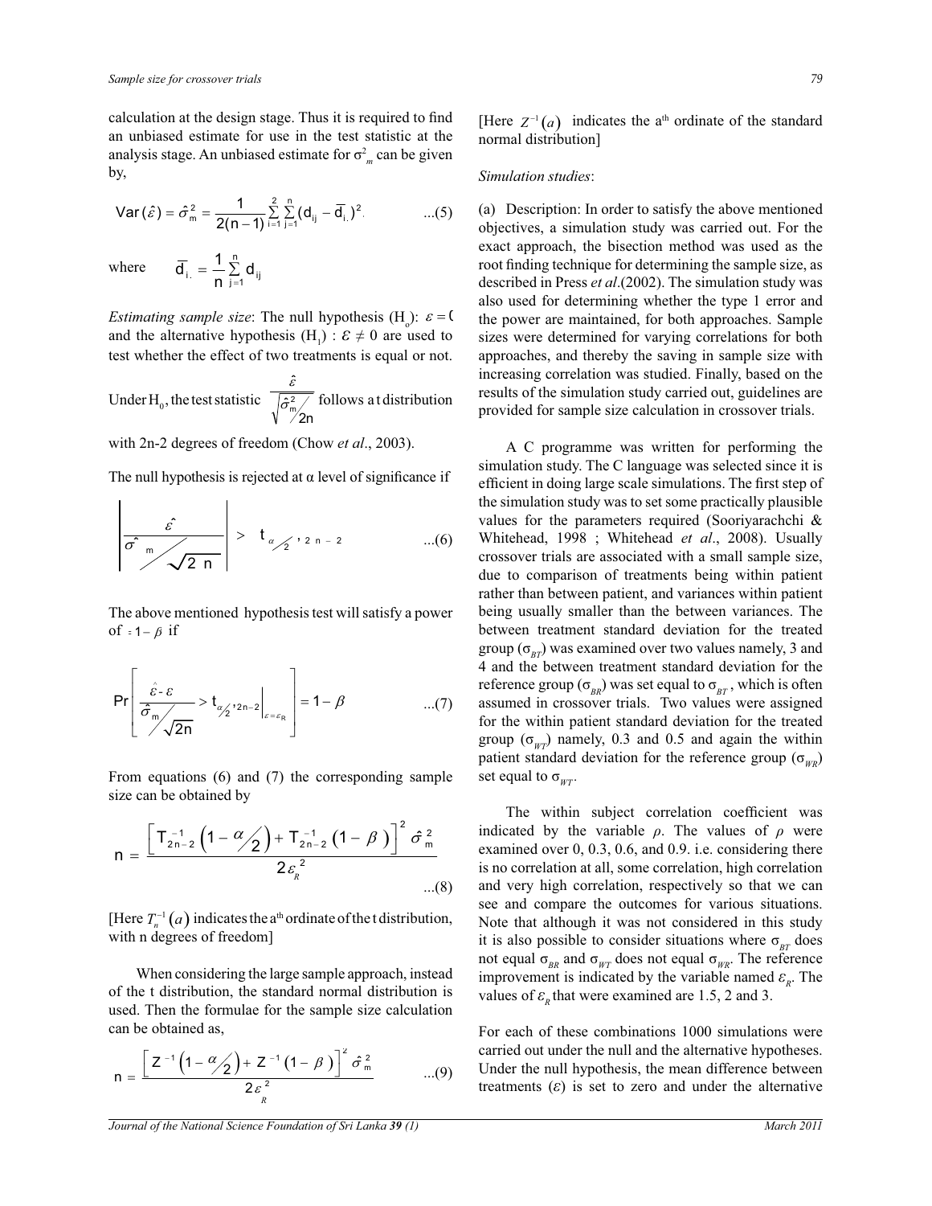calculation at the design stage. Thus it is required to find an unbiased estimate for use in the test statistic at the analysis stage. An unbiased estimate for $\sigma^2_m$ can be given by,

$$\text{Var}(\hat{\varepsilon}) = \hat{\sigma}^2_m = \frac{1}{2(n-1)} \sum_{i=1}^{2} \sum_{j=1}^{n} (d_{ij} - \bar{d}_{i.})^2 \qquad ...(5)$$

where $\bar{d}_{i.} = \frac{1}{n} \sum_{j=1}^{n} d_{ij}$

*Estimating sample size*: The null hypothesis ($H_o$): $\varepsilon = 0$ and the alternative hypothesis ($H_1$) : $\varepsilon \neq 0$ are used to test whether the effect of two treatments is equal or not.

Under $H_0$, the test statistic $\dfrac{\hat{\varepsilon}}{\sqrt{\hat{\sigma}^2_m / 2n}}$ follows a t distribution with 2n-2 degrees of freedom (Chow *et al*., 2003).

The null hypothesis is rejected at α level of significance if

$$\left| \frac{\hat{\varepsilon}}{\hat{\sigma}_m / \sqrt{2n}} \right| > t_{\alpha/2,\, 2n-2} \qquad ...(6)$$

The above mentioned hypothesis test will satisfy a power of $= 1 - \beta$ if

$$\Pr\left[ \frac{\hat{\varepsilon} - \varepsilon}{\hat{\sigma}_m / \sqrt{2n}} > t_{\alpha/2,\, 2n-2} \Bigg|_{\varepsilon = \varepsilon_R} \right] = 1 - \beta \qquad ...(7)$$

From equations (6) and (7) the corresponding sample size can be obtained by

$$n = \frac{\left[ T^{-1}_{2n-2}\left(1 - \alpha/2\right) + T^{-1}_{2n-2}\left(1 - \beta\right) \right]^2 \hat{\sigma}^2_m}{2\varepsilon_R^2} \qquad ...(8)$$

[Here $T_n^{-1}(a)$ indicates the a[th] ordinate of the t distribution, with n degrees of freedom]

When considering the large sample approach, instead of the t distribution, the standard normal distribution is used. Then the formulae for the sample size calculation can be obtained as,

$$n = \frac{\left[ Z^{-1}\left(1 - \alpha/2\right) + Z^{-1}\left(1 - \beta\right) \right]^2 \hat{\sigma}^2_m}{2\varepsilon_R^2} \qquad ...(9)$$

[Here $Z^{-1}(a)$ indicates the a[th] ordinate of the standard normal distribution]

*Simulation studies*:

(a) Description: In order to satisfy the above mentioned objectives, a simulation study was carried out. For the exact approach, the bisection method was used as the root finding technique for determining the sample size, as described in Press *et al*.(2002). The simulation study was also used for determining whether the type 1 error and the power are maintained, for both approaches. Sample sizes were determined for varying correlations for both approaches, and thereby the saving in sample size with increasing correlation was studied. Finally, based on the results of the simulation study carried out, guidelines are provided for sample size calculation in crossover trials.

A C programme was written for performing the simulation study. The C language was selected since it is efficient in doing large scale simulations. The first step of the simulation study was to set some practically plausible values for the parameters required (Sooriyarachchi & Whitehead, 1998 ; Whitehead *et al*., 2008). Usually crossover trials are associated with a small sample size, due to comparison of treatments being within patient rather than between patient, and variances within patient being usually smaller than the between variances. The between treatment standard deviation for the treated group ($\sigma_{BT}$) was examined over two values namely, 3 and 4 and the between treatment standard deviation for the reference group ($\sigma_{BR}$) was set equal to $\sigma_{BT}$, which is often assumed in crossover trials. Two values were assigned for the within patient standard deviation for the treated group ($\sigma_{WT}$) namely, 0.3 and 0.5 and again the within patient standard deviation for the reference group ($\sigma_{WR}$) set equal to $\sigma_{WT}$.

The within subject correlation coefficient was indicated by the variable *ρ*. The values of *ρ* were examined over 0, 0.3, 0.6, and 0.9. i.e. considering there is no correlation at all, some correlation, high correlation and very high correlation, respectively so that we can see and compare the outcomes for various situations. Note that although it was not considered in this study it is also possible to consider situations where $\sigma_{BT}$ does not equal $\sigma_{BR}$ and $\sigma_{WT}$ does not equal $\sigma_{WR}$. The reference improvement is indicated by the variable named $\varepsilon_R$. The values of $\varepsilon_R$ that were examined are 1.5, 2 and 3.

For each of these combinations 1000 simulations were carried out under the null and the alternative hypotheses. Under the null hypothesis, the mean difference between treatments ($\varepsilon$) is set to zero and under the alternative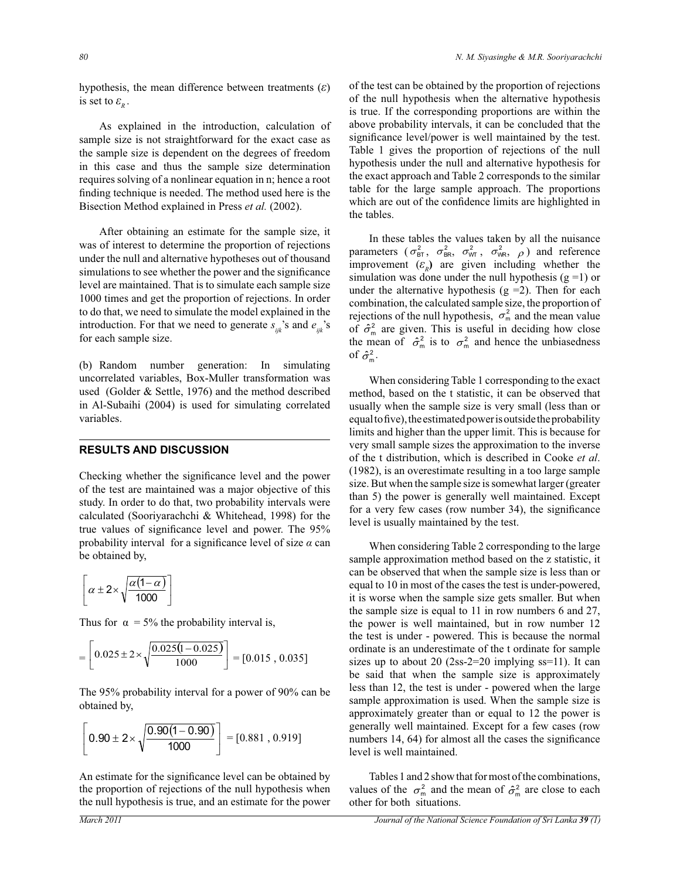hypothesis, the mean difference between treatments ($\varepsilon$) is set to $\varepsilon_R$.

As explained in the introduction, calculation of sample size is not straightforward for the exact case as the sample size is dependent on the degrees of freedom in this case and thus the sample size determination requires solving of a nonlinear equation in n; hence a root finding technique is needed. The method used here is the Bisection Method explained in Press *et al.* (2002).

After obtaining an estimate for the sample size, it was of interest to determine the proportion of rejections under the null and alternative hypotheses out of thousand simulations to see whether the power and the significance level are maintained. That is to simulate each sample size 1000 times and get the proportion of rejections. In order to do that, we need to simulate the model explained in the introduction. For that we need to generate $s_{ijk}$'s and $e_{ijk}$'s for each sample size.

(b) Random number generation: In simulating uncorrelated variables, Box-Muller transformation was used (Golder & Settle, 1976) and the method described in Al-Subaihi (2004) is used for simulating correlated variables.

## RESULTS AND DISCUSSION

Checking whether the significance level and the power of the test are maintained was a major objective of this study. In order to do that, two probability intervals were calculated (Sooriyarachchi & Whitehead, 1998) for the true values of significance level and power. The 95% probability interval for a significance level of size $\alpha$ can be obtained by,

$$\left[\alpha \pm 2 \times \sqrt{\frac{\alpha(1-\alpha)}{1000}}\right]$$

Thus for $\alpha$ = 5% the probability interval is,

$$= \left[0.025 \pm 2 \times \sqrt{\frac{0.025(1-0.025)}{1000}}\right] = [0.015\ ,\ 0.035]$$

The 95% probability interval for a power of 90% can be obtained by,

$$\left[0.90 \pm 2 \times \sqrt{\frac{0.90(1-0.90)}{1000}}\right] = [0.881\ ,\ 0.919]$$

An estimate for the significance level can be obtained by the proportion of rejections of the null hypothesis when the null hypothesis is true, and an estimate for the power of the test can be obtained by the proportion of rejections of the null hypothesis when the alternative hypothesis is true. If the corresponding proportions are within the above probability intervals, it can be concluded that the significance level/power is well maintained by the test. Table 1 gives the proportion of rejections of the null hypothesis under the null and alternative hypothesis for the exact approach and Table 2 corresponds to the similar table for the large sample approach. The proportions which are out of the confidence limits are highlighted in the tables.

In these tables the values taken by all the nuisance parameters ($\sigma^2_{BT}$, $\sigma^2_{BR}$, $\sigma^2_{WT}$, $\sigma^2_{WR}$, $\rho$) and reference improvement ($\varepsilon_R$) are given including whether the simulation was done under the null hypothesis (g =1) or under the alternative hypothesis (g =2). Then for each combination, the calculated sample size, the proportion of rejections of the null hypothesis, $\sigma^2_m$ and the mean value of $\hat{\sigma}^2_m$ are given. This is useful in deciding how close the mean of $\hat{\sigma}^2_m$ is to $\sigma^2_m$ and hence the unbiasedness of $\hat{\sigma}^2_m$.

When considering Table 1 corresponding to the exact method, based on the t statistic, it can be observed that usually when the sample size is very small (less than or equal to five), the estimated power is outside the probability limits and higher than the upper limit. This is because for very small sample sizes the approximation to the inverse of the t distribution, which is described in Cooke *et al*. (1982), is an overestimate resulting in a too large sample size. But when the sample size is somewhat larger (greater than 5) the power is generally well maintained. Except for a very few cases (row number 34), the significance level is usually maintained by the test.

When considering Table 2 corresponding to the large sample approximation method based on the z statistic, it can be observed that when the sample size is less than or equal to 10 in most of the cases the test is under-powered, it is worse when the sample size gets smaller. But when the sample size is equal to 11 in row numbers 6 and 27, the power is well maintained, but in row number 12 the test is under - powered. This is because the normal ordinate is an underestimate of the t ordinate for sample sizes up to about 20 (2ss-2=20 implying ss=11). It can be said that when the sample size is approximately less than 12, the test is under - powered when the large sample approximation is used. When the sample size is approximately greater than or equal to 12 the power is generally well maintained. Except for a few cases (row numbers 14, 64) for almost all the cases the significance level is well maintained.

Tables 1 and 2 show that for most of the combinations, values of the $\sigma^2_m$ and the mean of $\hat{\sigma}^2_m$ are close to each other for both situations.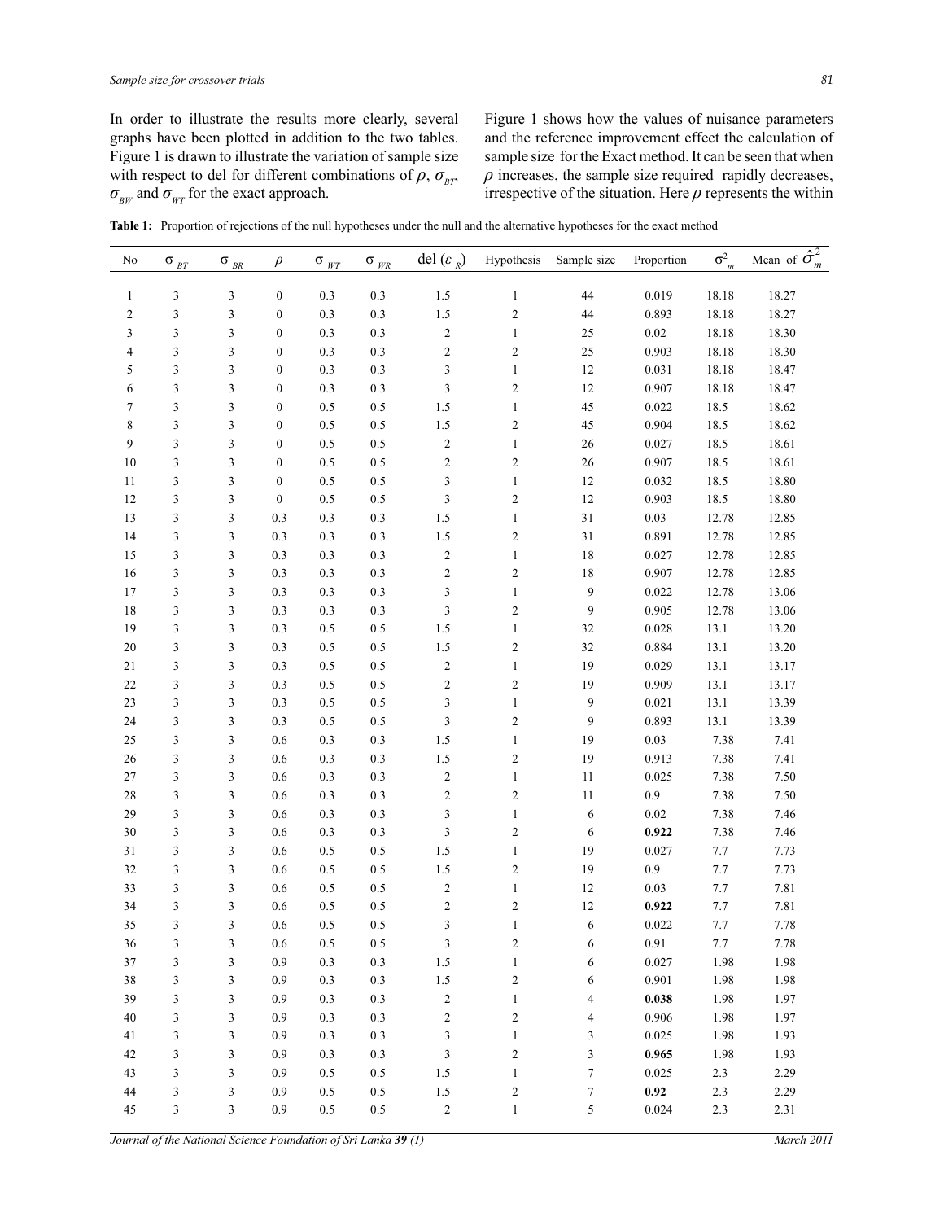In order to illustrate the results more clearly, several graphs have been plotted in addition to the two tables. Figure 1 is drawn to illustrate the variation of sample size with respect to del for different combinations of $\rho$, $\sigma_{BT}$, $\sigma_{BW}$ and $\sigma_{WT}$ for the exact approach.

Figure 1 shows how the values of nuisance parameters and the reference improvement effect the calculation of sample size for the Exact method. It can be seen that when $\rho$ increases, the sample size required rapidly decreases, irrespective of the situation. Here $\rho$ represents the within

**Table 1:** Proportion of rejections of the null hypotheses under the null and the alternative hypotheses for the exact method

| No | $\sigma_{BT}$ | $\sigma_{BR}$ | $\rho$ | $\sigma_{WT}$ | $\sigma_{WR}$ | del ($\varepsilon_R$) | Hypothesis | Sample size | Proportion | $\sigma^2_m$ | Mean of $\hat{\sigma}^2_m$ |
|---|---|---|---|---|---|---|---|---|---|---|---|
| 1 | 3 | 3 | 0 | 0.3 | 0.3 | 1.5 | 1 | 44 | 0.019 | 18.18 | 18.27 |
| 2 | 3 | 3 | 0 | 0.3 | 0.3 | 1.5 | 2 | 44 | 0.893 | 18.18 | 18.27 |
| 3 | 3 | 3 | 0 | 0.3 | 0.3 | 2 | 1 | 25 | 0.02 | 18.18 | 18.30 |
| 4 | 3 | 3 | 0 | 0.3 | 0.3 | 2 | 2 | 25 | 0.903 | 18.18 | 18.30 |
| 5 | 3 | 3 | 0 | 0.3 | 0.3 | 3 | 1 | 12 | 0.031 | 18.18 | 18.47 |
| 6 | 3 | 3 | 0 | 0.3 | 0.3 | 3 | 2 | 12 | 0.907 | 18.18 | 18.47 |
| 7 | 3 | 3 | 0 | 0.5 | 0.5 | 1.5 | 1 | 45 | 0.022 | 18.5 | 18.62 |
| 8 | 3 | 3 | 0 | 0.5 | 0.5 | 1.5 | 2 | 45 | 0.904 | 18.5 | 18.62 |
| 9 | 3 | 3 | 0 | 0.5 | 0.5 | 2 | 1 | 26 | 0.027 | 18.5 | 18.61 |
| 10 | 3 | 3 | 0 | 0.5 | 0.5 | 2 | 2 | 26 | 0.907 | 18.5 | 18.61 |
| 11 | 3 | 3 | 0 | 0.5 | 0.5 | 3 | 1 | 12 | 0.032 | 18.5 | 18.80 |
| 12 | 3 | 3 | 0 | 0.5 | 0.5 | 3 | 2 | 12 | 0.903 | 18.5 | 18.80 |
| 13 | 3 | 3 | 0.3 | 0.3 | 0.3 | 1.5 | 1 | 31 | 0.03 | 12.78 | 12.85 |
| 14 | 3 | 3 | 0.3 | 0.3 | 0.3 | 1.5 | 2 | 31 | 0.891 | 12.78 | 12.85 |
| 15 | 3 | 3 | 0.3 | 0.3 | 0.3 | 2 | 1 | 18 | 0.027 | 12.78 | 12.85 |
| 16 | 3 | 3 | 0.3 | 0.3 | 0.3 | 2 | 2 | 18 | 0.907 | 12.78 | 12.85 |
| 17 | 3 | 3 | 0.3 | 0.3 | 0.3 | 3 | 1 | 9 | 0.022 | 12.78 | 13.06 |
| 18 | 3 | 3 | 0.3 | 0.3 | 0.3 | 3 | 2 | 9 | 0.905 | 12.78 | 13.06 |
| 19 | 3 | 3 | 0.3 | 0.5 | 0.5 | 1.5 | 1 | 32 | 0.028 | 13.1 | 13.20 |
| 20 | 3 | 3 | 0.3 | 0.5 | 0.5 | 1.5 | 2 | 32 | 0.884 | 13.1 | 13.20 |
| 21 | 3 | 3 | 0.3 | 0.5 | 0.5 | 2 | 1 | 19 | 0.029 | 13.1 | 13.17 |
| 22 | 3 | 3 | 0.3 | 0.5 | 0.5 | 2 | 2 | 19 | 0.909 | 13.1 | 13.17 |
| 23 | 3 | 3 | 0.3 | 0.5 | 0.5 | 3 | 1 | 9 | 0.021 | 13.1 | 13.39 |
| 24 | 3 | 3 | 0.3 | 0.5 | 0.5 | 3 | 2 | 9 | 0.893 | 13.1 | 13.39 |
| 25 | 3 | 3 | 0.6 | 0.3 | 0.3 | 1.5 | 1 | 19 | 0.03 | 7.38 | 7.41 |
| 26 | 3 | 3 | 0.6 | 0.3 | 0.3 | 1.5 | 2 | 19 | 0.913 | 7.38 | 7.41 |
| 27 | 3 | 3 | 0.6 | 0.3 | 0.3 | 2 | 1 | 11 | 0.025 | 7.38 | 7.50 |
| 28 | 3 | 3 | 0.6 | 0.3 | 0.3 | 2 | 2 | 11 | 0.9 | 7.38 | 7.50 |
| 29 | 3 | 3 | 0.6 | 0.3 | 0.3 | 3 | 1 | 6 | 0.02 | 7.38 | 7.46 |
| 30 | 3 | 3 | 0.6 | 0.3 | 0.3 | 3 | 2 | 6 | **0.922** | 7.38 | 7.46 |
| 31 | 3 | 3 | 0.6 | 0.5 | 0.5 | 1.5 | 1 | 19 | 0.027 | 7.7 | 7.73 |
| 32 | 3 | 3 | 0.6 | 0.5 | 0.5 | 1.5 | 2 | 19 | 0.9 | 7.7 | 7.73 |
| 33 | 3 | 3 | 0.6 | 0.5 | 0.5 | 2 | 1 | 12 | 0.03 | 7.7 | 7.81 |
| 34 | 3 | 3 | 0.6 | 0.5 | 0.5 | 2 | 2 | 12 | **0.922** | 7.7 | 7.81 |
| 35 | 3 | 3 | 0.6 | 0.5 | 0.5 | 3 | 1 | 6 | 0.022 | 7.7 | 7.78 |
| 36 | 3 | 3 | 0.6 | 0.5 | 0.5 | 3 | 2 | 6 | 0.91 | 7.7 | 7.78 |
| 37 | 3 | 3 | 0.9 | 0.3 | 0.3 | 1.5 | 1 | 6 | 0.027 | 1.98 | 1.98 |
| 38 | 3 | 3 | 0.9 | 0.3 | 0.3 | 1.5 | 2 | 6 | 0.901 | 1.98 | 1.98 |
| 39 | 3 | 3 | 0.9 | 0.3 | 0.3 | 2 | 1 | 4 | **0.038** | 1.98 | 1.97 |
| 40 | 3 | 3 | 0.9 | 0.3 | 0.3 | 2 | 2 | 4 | 0.906 | 1.98 | 1.97 |
| 41 | 3 | 3 | 0.9 | 0.3 | 0.3 | 3 | 1 | 3 | 0.025 | 1.98 | 1.93 |
| 42 | 3 | 3 | 0.9 | 0.3 | 0.3 | 3 | 2 | 3 | **0.965** | 1.98 | 1.93 |
| 43 | 3 | 3 | 0.9 | 0.5 | 0.5 | 1.5 | 1 | 7 | 0.025 | 2.3 | 2.29 |
| 44 | 3 | 3 | 0.9 | 0.5 | 0.5 | 1.5 | 2 | 7 | **0.92** | 2.3 | 2.29 |
| 45 | 3 | 3 | 0.9 | 0.5 | 0.5 | 2 | 1 | 5 | 0.024 | 2.3 | 2.31 |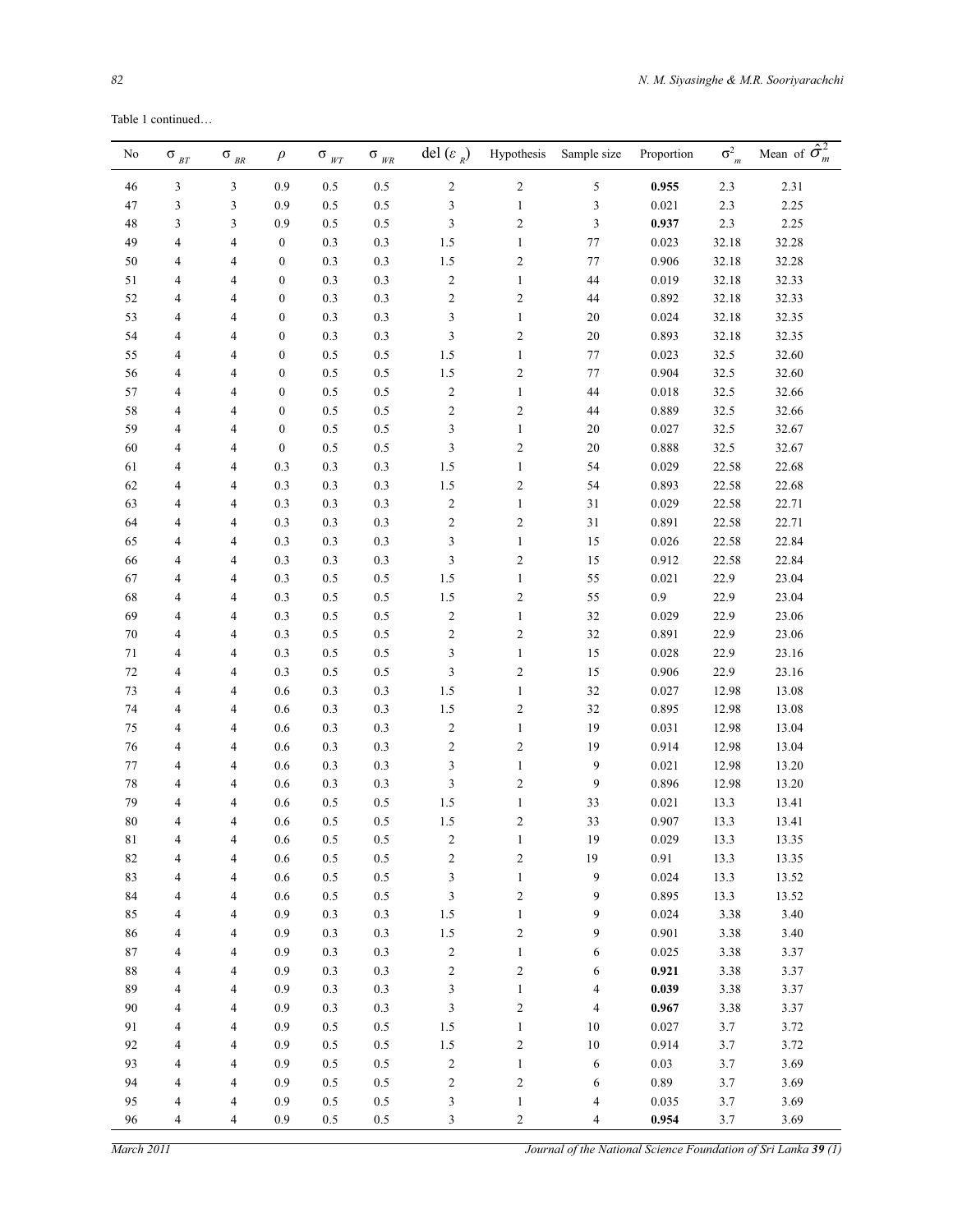Table 1 continued…

| No | $\sigma_{BT}$ | $\sigma_{BR}$ | $\rho$ | $\sigma_{WT}$ | $\sigma_{WR}$ | del ($\varepsilon_R$) | Hypothesis | Sample size | Proportion | $\sigma^2_m$ | Mean of $\hat{\sigma}^2_m$ |
|---|---|---|---|---|---|---|---|---|---|---|---|
| 46 | 3 | 3 | 0.9 | 0.5 | 0.5 | 2 | 2 | 5 | **0.955** | 2.3 | 2.31 |
| 47 | 3 | 3 | 0.9 | 0.5 | 0.5 | 3 | 1 | 3 | 0.021 | 2.3 | 2.25 |
| 48 | 3 | 3 | 0.9 | 0.5 | 0.5 | 3 | 2 | 3 | **0.937** | 2.3 | 2.25 |
| 49 | 4 | 4 | 0 | 0.3 | 0.3 | 1.5 | 1 | 77 | 0.023 | 32.18 | 32.28 |
| 50 | 4 | 4 | 0 | 0.3 | 0.3 | 1.5 | 2 | 77 | 0.906 | 32.18 | 32.28 |
| 51 | 4 | 4 | 0 | 0.3 | 0.3 | 2 | 1 | 44 | 0.019 | 32.18 | 32.33 |
| 52 | 4 | 4 | 0 | 0.3 | 0.3 | 2 | 2 | 44 | 0.892 | 32.18 | 32.33 |
| 53 | 4 | 4 | 0 | 0.3 | 0.3 | 3 | 1 | 20 | 0.024 | 32.18 | 32.35 |
| 54 | 4 | 4 | 0 | 0.3 | 0.3 | 3 | 2 | 20 | 0.893 | 32.18 | 32.35 |
| 55 | 4 | 4 | 0 | 0.5 | 0.5 | 1.5 | 1 | 77 | 0.023 | 32.5 | 32.60 |
| 56 | 4 | 4 | 0 | 0.5 | 0.5 | 1.5 | 2 | 77 | 0.904 | 32.5 | 32.60 |
| 57 | 4 | 4 | 0 | 0.5 | 0.5 | 2 | 1 | 44 | 0.018 | 32.5 | 32.66 |
| 58 | 4 | 4 | 0 | 0.5 | 0.5 | 2 | 2 | 44 | 0.889 | 32.5 | 32.66 |
| 59 | 4 | 4 | 0 | 0.5 | 0.5 | 3 | 1 | 20 | 0.027 | 32.5 | 32.67 |
| 60 | 4 | 4 | 0 | 0.5 | 0.5 | 3 | 2 | 20 | 0.888 | 32.5 | 32.67 |
| 61 | 4 | 4 | 0.3 | 0.3 | 0.3 | 1.5 | 1 | 54 | 0.029 | 22.58 | 22.68 |
| 62 | 4 | 4 | 0.3 | 0.3 | 0.3 | 1.5 | 2 | 54 | 0.893 | 22.58 | 22.68 |
| 63 | 4 | 4 | 0.3 | 0.3 | 0.3 | 2 | 1 | 31 | 0.029 | 22.58 | 22.71 |
| 64 | 4 | 4 | 0.3 | 0.3 | 0.3 | 2 | 2 | 31 | 0.891 | 22.58 | 22.71 |
| 65 | 4 | 4 | 0.3 | 0.3 | 0.3 | 3 | 1 | 15 | 0.026 | 22.58 | 22.84 |
| 66 | 4 | 4 | 0.3 | 0.3 | 0.3 | 3 | 2 | 15 | 0.912 | 22.58 | 22.84 |
| 67 | 4 | 4 | 0.3 | 0.5 | 0.5 | 1.5 | 1 | 55 | 0.021 | 22.9 | 23.04 |
| 68 | 4 | 4 | 0.3 | 0.5 | 0.5 | 1.5 | 2 | 55 | 0.9 | 22.9 | 23.04 |
| 69 | 4 | 4 | 0.3 | 0.5 | 0.5 | 2 | 1 | 32 | 0.029 | 22.9 | 23.06 |
| 70 | 4 | 4 | 0.3 | 0.5 | 0.5 | 2 | 2 | 32 | 0.891 | 22.9 | 23.06 |
| 71 | 4 | 4 | 0.3 | 0.5 | 0.5 | 3 | 1 | 15 | 0.028 | 22.9 | 23.16 |
| 72 | 4 | 4 | 0.3 | 0.5 | 0.5 | 3 | 2 | 15 | 0.906 | 22.9 | 23.16 |
| 73 | 4 | 4 | 0.6 | 0.3 | 0.3 | 1.5 | 1 | 32 | 0.027 | 12.98 | 13.08 |
| 74 | 4 | 4 | 0.6 | 0.3 | 0.3 | 1.5 | 2 | 32 | 0.895 | 12.98 | 13.08 |
| 75 | 4 | 4 | 0.6 | 0.3 | 0.3 | 2 | 1 | 19 | 0.031 | 12.98 | 13.04 |
| 76 | 4 | 4 | 0.6 | 0.3 | 0.3 | 2 | 2 | 19 | 0.914 | 12.98 | 13.04 |
| 77 | 4 | 4 | 0.6 | 0.3 | 0.3 | 3 | 1 | 9 | 0.021 | 12.98 | 13.20 |
| 78 | 4 | 4 | 0.6 | 0.3 | 0.3 | 3 | 2 | 9 | 0.896 | 12.98 | 13.20 |
| 79 | 4 | 4 | 0.6 | 0.5 | 0.5 | 1.5 | 1 | 33 | 0.021 | 13.3 | 13.41 |
| 80 | 4 | 4 | 0.6 | 0.5 | 0.5 | 1.5 | 2 | 33 | 0.907 | 13.3 | 13.41 |
| 81 | 4 | 4 | 0.6 | 0.5 | 0.5 | 2 | 1 | 19 | 0.029 | 13.3 | 13.35 |
| 82 | 4 | 4 | 0.6 | 0.5 | 0.5 | 2 | 2 | 19 | 0.91 | 13.3 | 13.35 |
| 83 | 4 | 4 | 0.6 | 0.5 | 0.5 | 3 | 1 | 9 | 0.024 | 13.3 | 13.52 |
| 84 | 4 | 4 | 0.6 | 0.5 | 0.5 | 3 | 2 | 9 | 0.895 | 13.3 | 13.52 |
| 85 | 4 | 4 | 0.9 | 0.3 | 0.3 | 1.5 | 1 | 9 | 0.024 | 3.38 | 3.40 |
| 86 | 4 | 4 | 0.9 | 0.3 | 0.3 | 1.5 | 2 | 9 | 0.901 | 3.38 | 3.40 |
| 87 | 4 | 4 | 0.9 | 0.3 | 0.3 | 2 | 1 | 6 | 0.025 | 3.38 | 3.37 |
| 88 | 4 | 4 | 0.9 | 0.3 | 0.3 | 2 | 2 | 6 | **0.921** | 3.38 | 3.37 |
| 89 | 4 | 4 | 0.9 | 0.3 | 0.3 | 3 | 1 | 4 | **0.039** | 3.38 | 3.37 |
| 90 | 4 | 4 | 0.9 | 0.3 | 0.3 | 3 | 2 | 4 | **0.967** | 3.38 | 3.37 |
| 91 | 4 | 4 | 0.9 | 0.5 | 0.5 | 1.5 | 1 | 10 | 0.027 | 3.7 | 3.72 |
| 92 | 4 | 4 | 0.9 | 0.5 | 0.5 | 1.5 | 2 | 10 | 0.914 | 3.7 | 3.72 |
| 93 | 4 | 4 | 0.9 | 0.5 | 0.5 | 2 | 1 | 6 | 0.03 | 3.7 | 3.69 |
| 94 | 4 | 4 | 0.9 | 0.5 | 0.5 | 2 | 2 | 6 | 0.89 | 3.7 | 3.69 |
| 95 | 4 | 4 | 0.9 | 0.5 | 0.5 | 3 | 1 | 4 | 0.035 | 3.7 | 3.69 |
| 96 | 4 | 4 | 0.9 | 0.5 | 0.5 | 3 | 2 | 4 | **0.954** | 3.7 | 3.69 |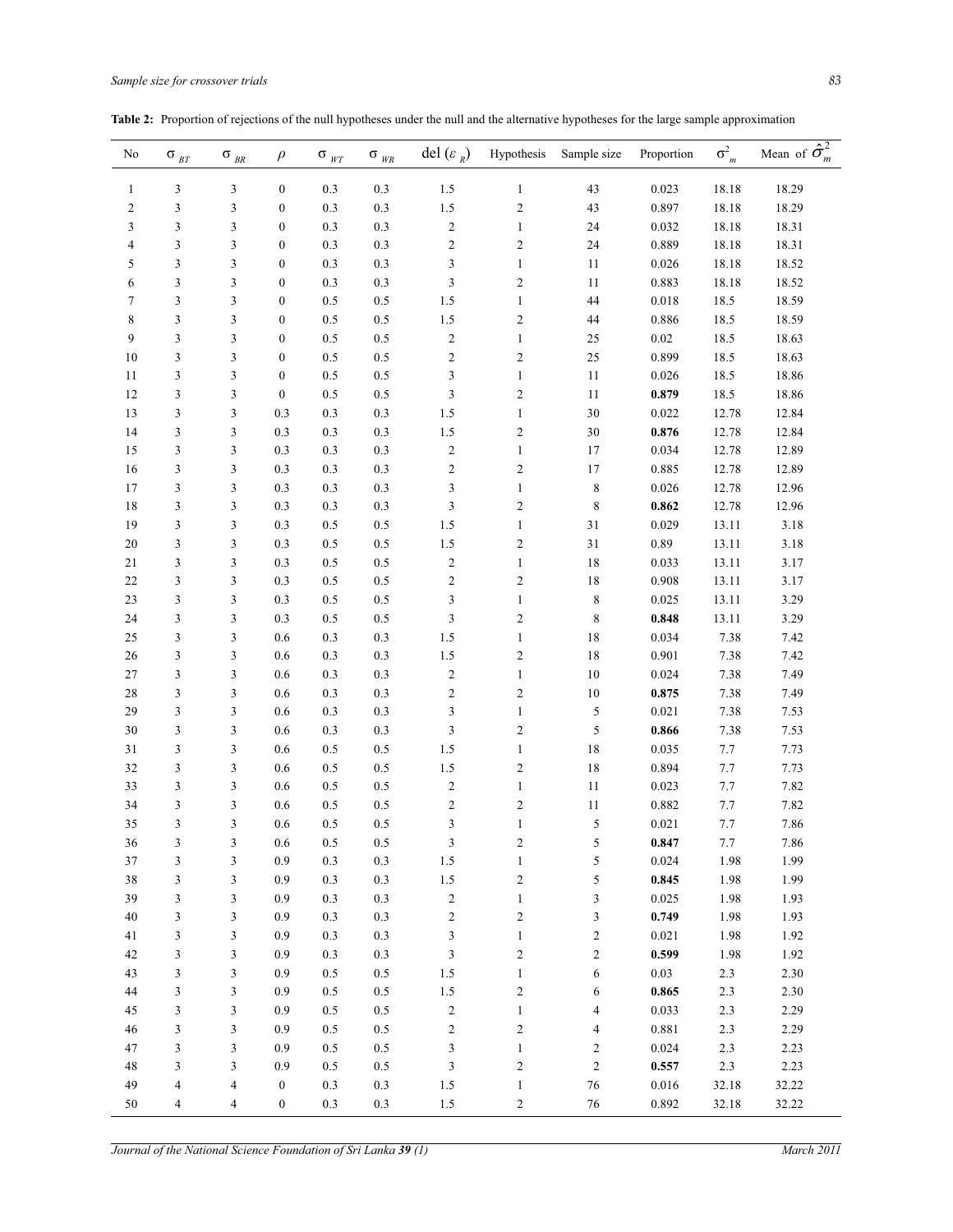**Table 2:** Proportion of rejections of the null hypotheses under the null and the alternative hypotheses for the large sample approximation

| No | $\sigma_{BT}$ | $\sigma_{BR}$ | $\rho$ | $\sigma_{WT}$ | $\sigma_{WR}$ | del ($\varepsilon_R$) | Hypothesis | Sample size | Proportion | $\sigma^2_m$ | Mean of $\hat{\sigma}^2_m$ |
|---|---|---|---|---|---|---|---|---|---|---|---|
| 1 | 3 | 3 | 0 | 0.3 | 0.3 | 1.5 | 1 | 43 | 0.023 | 18.18 | 18.29 |
| 2 | 3 | 3 | 0 | 0.3 | 0.3 | 1.5 | 2 | 43 | 0.897 | 18.18 | 18.29 |
| 3 | 3 | 3 | 0 | 0.3 | 0.3 | 2 | 1 | 24 | 0.032 | 18.18 | 18.31 |
| 4 | 3 | 3 | 0 | 0.3 | 0.3 | 2 | 2 | 24 | 0.889 | 18.18 | 18.31 |
| 5 | 3 | 3 | 0 | 0.3 | 0.3 | 3 | 1 | 11 | 0.026 | 18.18 | 18.52 |
| 6 | 3 | 3 | 0 | 0.3 | 0.3 | 3 | 2 | 11 | 0.883 | 18.18 | 18.52 |
| 7 | 3 | 3 | 0 | 0.5 | 0.5 | 1.5 | 1 | 44 | 0.018 | 18.5 | 18.59 |
| 8 | 3 | 3 | 0 | 0.5 | 0.5 | 1.5 | 2 | 44 | 0.886 | 18.5 | 18.59 |
| 9 | 3 | 3 | 0 | 0.5 | 0.5 | 2 | 1 | 25 | 0.02 | 18.5 | 18.63 |
| 10 | 3 | 3 | 0 | 0.5 | 0.5 | 2 | 2 | 25 | 0.899 | 18.5 | 18.63 |
| 11 | 3 | 3 | 0 | 0.5 | 0.5 | 3 | 1 | 11 | 0.026 | 18.5 | 18.86 |
| 12 | 3 | 3 | 0 | 0.5 | 0.5 | 3 | 2 | 11 | **0.879** | 18.5 | 18.86 |
| 13 | 3 | 3 | 0.3 | 0.3 | 0.3 | 1.5 | 1 | 30 | 0.022 | 12.78 | 12.84 |
| 14 | 3 | 3 | 0.3 | 0.3 | 0.3 | 1.5 | 2 | 30 | **0.876** | 12.78 | 12.84 |
| 15 | 3 | 3 | 0.3 | 0.3 | 0.3 | 2 | 1 | 17 | 0.034 | 12.78 | 12.89 |
| 16 | 3 | 3 | 0.3 | 0.3 | 0.3 | 2 | 2 | 17 | 0.885 | 12.78 | 12.89 |
| 17 | 3 | 3 | 0.3 | 0.3 | 0.3 | 3 | 1 | 8 | 0.026 | 12.78 | 12.96 |
| 18 | 3 | 3 | 0.3 | 0.3 | 0.3 | 3 | 2 | 8 | **0.862** | 12.78 | 12.96 |
| 19 | 3 | 3 | 0.3 | 0.5 | 0.5 | 1.5 | 1 | 31 | 0.029 | 13.11 | 3.18 |
| 20 | 3 | 3 | 0.3 | 0.5 | 0.5 | 1.5 | 2 | 31 | 0.89 | 13.11 | 3.18 |
| 21 | 3 | 3 | 0.3 | 0.5 | 0.5 | 2 | 1 | 18 | 0.033 | 13.11 | 3.17 |
| 22 | 3 | 3 | 0.3 | 0.5 | 0.5 | 2 | 2 | 18 | 0.908 | 13.11 | 3.17 |
| 23 | 3 | 3 | 0.3 | 0.5 | 0.5 | 3 | 1 | 8 | 0.025 | 13.11 | 3.29 |
| 24 | 3 | 3 | 0.3 | 0.5 | 0.5 | 3 | 2 | 8 | **0.848** | 13.11 | 3.29 |
| 25 | 3 | 3 | 0.6 | 0.3 | 0.3 | 1.5 | 1 | 18 | 0.034 | 7.38 | 7.42 |
| 26 | 3 | 3 | 0.6 | 0.3 | 0.3 | 1.5 | 2 | 18 | 0.901 | 7.38 | 7.42 |
| 27 | 3 | 3 | 0.6 | 0.3 | 0.3 | 2 | 1 | 10 | 0.024 | 7.38 | 7.49 |
| 28 | 3 | 3 | 0.6 | 0.3 | 0.3 | 2 | 2 | 10 | **0.875** | 7.38 | 7.49 |
| 29 | 3 | 3 | 0.6 | 0.3 | 0.3 | 3 | 1 | 5 | 0.021 | 7.38 | 7.53 |
| 30 | 3 | 3 | 0.6 | 0.3 | 0.3 | 3 | 2 | 5 | **0.866** | 7.38 | 7.53 |
| 31 | 3 | 3 | 0.6 | 0.5 | 0.5 | 1.5 | 1 | 18 | 0.035 | 7.7 | 7.73 |
| 32 | 3 | 3 | 0.6 | 0.5 | 0.5 | 1.5 | 2 | 18 | 0.894 | 7.7 | 7.73 |
| 33 | 3 | 3 | 0.6 | 0.5 | 0.5 | 2 | 1 | 11 | 0.023 | 7.7 | 7.82 |
| 34 | 3 | 3 | 0.6 | 0.5 | 0.5 | 2 | 2 | 11 | 0.882 | 7.7 | 7.82 |
| 35 | 3 | 3 | 0.6 | 0.5 | 0.5 | 3 | 1 | 5 | 0.021 | 7.7 | 7.86 |
| 36 | 3 | 3 | 0.6 | 0.5 | 0.5 | 3 | 2 | 5 | **0.847** | 7.7 | 7.86 |
| 37 | 3 | 3 | 0.9 | 0.3 | 0.3 | 1.5 | 1 | 5 | 0.024 | 1.98 | 1.99 |
| 38 | 3 | 3 | 0.9 | 0.3 | 0.3 | 1.5 | 2 | 5 | **0.845** | 1.98 | 1.99 |
| 39 | 3 | 3 | 0.9 | 0.3 | 0.3 | 2 | 1 | 3 | 0.025 | 1.98 | 1.93 |
| 40 | 3 | 3 | 0.9 | 0.3 | 0.3 | 2 | 2 | 3 | **0.749** | 1.98 | 1.93 |
| 41 | 3 | 3 | 0.9 | 0.3 | 0.3 | 3 | 1 | 2 | 0.021 | 1.98 | 1.92 |
| 42 | 3 | 3 | 0.9 | 0.3 | 0.3 | 3 | 2 | 2 | **0.599** | 1.98 | 1.92 |
| 43 | 3 | 3 | 0.9 | 0.5 | 0.5 | 1.5 | 1 | 6 | 0.03 | 2.3 | 2.30 |
| 44 | 3 | 3 | 0.9 | 0.5 | 0.5 | 1.5 | 2 | 6 | **0.865** | 2.3 | 2.30 |
| 45 | 3 | 3 | 0.9 | 0.5 | 0.5 | 2 | 1 | 4 | 0.033 | 2.3 | 2.29 |
| 46 | 3 | 3 | 0.9 | 0.5 | 0.5 | 2 | 2 | 4 | 0.881 | 2.3 | 2.29 |
| 47 | 3 | 3 | 0.9 | 0.5 | 0.5 | 3 | 1 | 2 | 0.024 | 2.3 | 2.23 |
| 48 | 3 | 3 | 0.9 | 0.5 | 0.5 | 3 | 2 | 2 | **0.557** | 2.3 | 2.23 |
| 49 | 4 | 4 | 0 | 0.3 | 0.3 | 1.5 | 1 | 76 | 0.016 | 32.18 | 32.22 |
| 50 | 4 | 4 | 0 | 0.3 | 0.3 | 1.5 | 2 | 76 | 0.892 | 32.18 | 32.22 |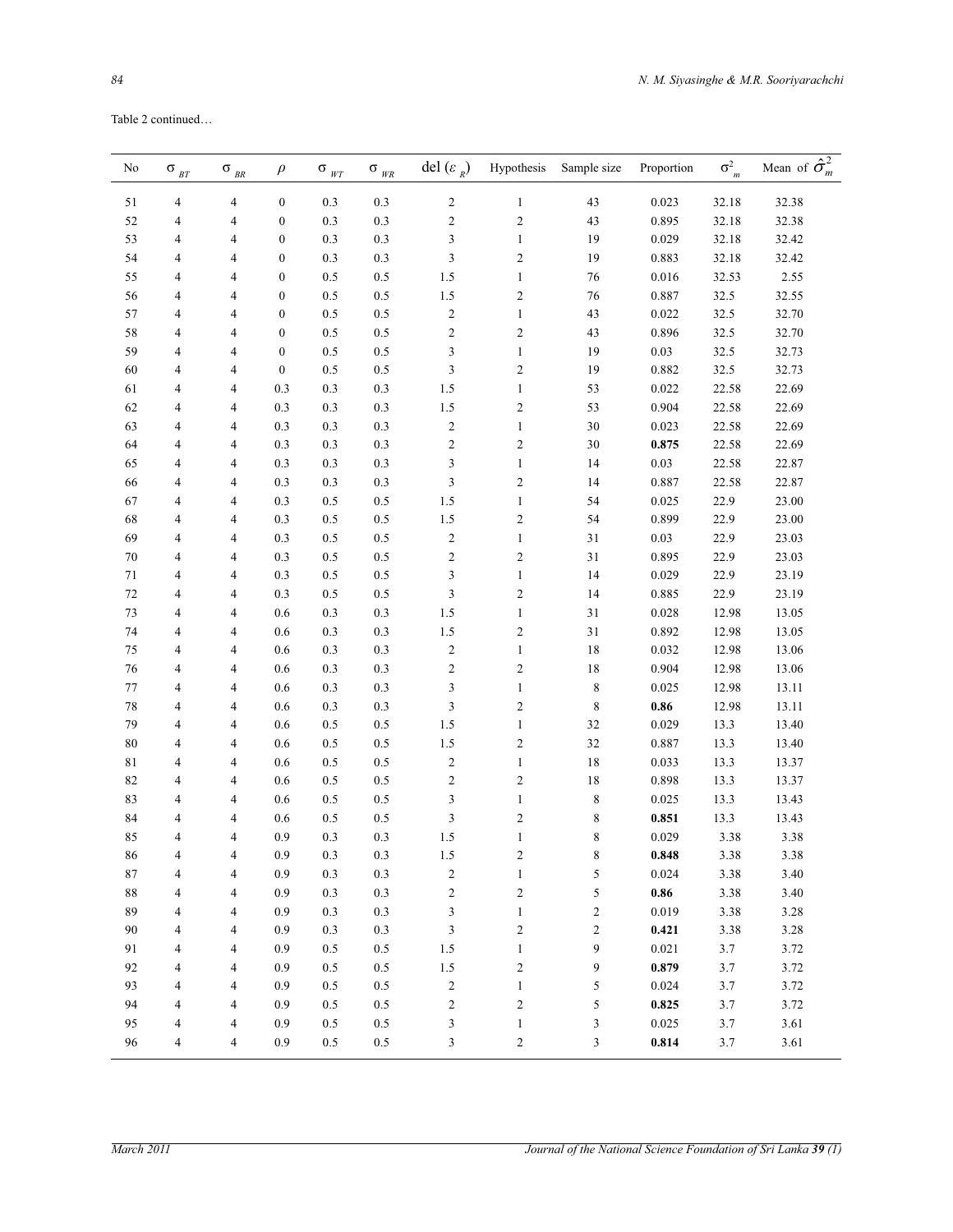Table 2 continued…

| No | $\sigma_{BT}$ | $\sigma_{BR}$ | $\rho$ | $\sigma_{WT}$ | $\sigma_{WR}$ | del ($\varepsilon_R$) | Hypothesis | Sample size | Proportion | $\sigma^2_m$ | Mean of $\hat{\sigma}^2_m$ |
|---|---|---|---|---|---|---|---|---|---|---|---|
| 51 | 4 | 4 | 0 | 0.3 | 0.3 | 2 | 1 | 43 | 0.023 | 32.18 | 32.38 |
| 52 | 4 | 4 | 0 | 0.3 | 0.3 | 2 | 2 | 43 | 0.895 | 32.18 | 32.38 |
| 53 | 4 | 4 | 0 | 0.3 | 0.3 | 3 | 1 | 19 | 0.029 | 32.18 | 32.42 |
| 54 | 4 | 4 | 0 | 0.3 | 0.3 | 3 | 2 | 19 | 0.883 | 32.18 | 32.42 |
| 55 | 4 | 4 | 0 | 0.5 | 0.5 | 1.5 | 1 | 76 | 0.016 | 32.53 | 2.55 |
| 56 | 4 | 4 | 0 | 0.5 | 0.5 | 1.5 | 2 | 76 | 0.887 | 32.5 | 32.55 |
| 57 | 4 | 4 | 0 | 0.5 | 0.5 | 2 | 1 | 43 | 0.022 | 32.5 | 32.70 |
| 58 | 4 | 4 | 0 | 0.5 | 0.5 | 2 | 2 | 43 | 0.896 | 32.5 | 32.70 |
| 59 | 4 | 4 | 0 | 0.5 | 0.5 | 3 | 1 | 19 | 0.03 | 32.5 | 32.73 |
| 60 | 4 | 4 | 0 | 0.5 | 0.5 | 3 | 2 | 19 | 0.882 | 32.5 | 32.73 |
| 61 | 4 | 4 | 0.3 | 0.3 | 0.3 | 1.5 | 1 | 53 | 0.022 | 22.58 | 22.69 |
| 62 | 4 | 4 | 0.3 | 0.3 | 0.3 | 1.5 | 2 | 53 | 0.904 | 22.58 | 22.69 |
| 63 | 4 | 4 | 0.3 | 0.3 | 0.3 | 2 | 1 | 30 | 0.023 | 22.58 | 22.69 |
| 64 | 4 | 4 | 0.3 | 0.3 | 0.3 | 2 | 2 | 30 | **0.875** | 22.58 | 22.69 |
| 65 | 4 | 4 | 0.3 | 0.3 | 0.3 | 3 | 1 | 14 | 0.03 | 22.58 | 22.87 |
| 66 | 4 | 4 | 0.3 | 0.3 | 0.3 | 3 | 2 | 14 | 0.887 | 22.58 | 22.87 |
| 67 | 4 | 4 | 0.3 | 0.5 | 0.5 | 1.5 | 1 | 54 | 0.025 | 22.9 | 23.00 |
| 68 | 4 | 4 | 0.3 | 0.5 | 0.5 | 1.5 | 2 | 54 | 0.899 | 22.9 | 23.00 |
| 69 | 4 | 4 | 0.3 | 0.5 | 0.5 | 2 | 1 | 31 | 0.03 | 22.9 | 23.03 |
| 70 | 4 | 4 | 0.3 | 0.5 | 0.5 | 2 | 2 | 31 | 0.895 | 22.9 | 23.03 |
| 71 | 4 | 4 | 0.3 | 0.5 | 0.5 | 3 | 1 | 14 | 0.029 | 22.9 | 23.19 |
| 72 | 4 | 4 | 0.3 | 0.5 | 0.5 | 3 | 2 | 14 | 0.885 | 22.9 | 23.19 |
| 73 | 4 | 4 | 0.6 | 0.3 | 0.3 | 1.5 | 1 | 31 | 0.028 | 12.98 | 13.05 |
| 74 | 4 | 4 | 0.6 | 0.3 | 0.3 | 1.5 | 2 | 31 | 0.892 | 12.98 | 13.05 |
| 75 | 4 | 4 | 0.6 | 0.3 | 0.3 | 2 | 1 | 18 | 0.032 | 12.98 | 13.06 |
| 76 | 4 | 4 | 0.6 | 0.3 | 0.3 | 2 | 2 | 18 | 0.904 | 12.98 | 13.06 |
| 77 | 4 | 4 | 0.6 | 0.3 | 0.3 | 3 | 1 | 8 | 0.025 | 12.98 | 13.11 |
| 78 | 4 | 4 | 0.6 | 0.3 | 0.3 | 3 | 2 | 8 | **0.86** | 12.98 | 13.11 |
| 79 | 4 | 4 | 0.6 | 0.5 | 0.5 | 1.5 | 1 | 32 | 0.029 | 13.3 | 13.40 |
| 80 | 4 | 4 | 0.6 | 0.5 | 0.5 | 1.5 | 2 | 32 | 0.887 | 13.3 | 13.40 |
| 81 | 4 | 4 | 0.6 | 0.5 | 0.5 | 2 | 1 | 18 | 0.033 | 13.3 | 13.37 |
| 82 | 4 | 4 | 0.6 | 0.5 | 0.5 | 2 | 2 | 18 | 0.898 | 13.3 | 13.37 |
| 83 | 4 | 4 | 0.6 | 0.5 | 0.5 | 3 | 1 | 8 | 0.025 | 13.3 | 13.43 |
| 84 | 4 | 4 | 0.6 | 0.5 | 0.5 | 3 | 2 | 8 | **0.851** | 13.3 | 13.43 |
| 85 | 4 | 4 | 0.9 | 0.3 | 0.3 | 1.5 | 1 | 8 | 0.029 | 3.38 | 3.38 |
| 86 | 4 | 4 | 0.9 | 0.3 | 0.3 | 1.5 | 2 | 8 | **0.848** | 3.38 | 3.38 |
| 87 | 4 | 4 | 0.9 | 0.3 | 0.3 | 2 | 1 | 5 | 0.024 | 3.38 | 3.40 |
| 88 | 4 | 4 | 0.9 | 0.3 | 0.3 | 2 | 2 | 5 | **0.86** | 3.38 | 3.40 |
| 89 | 4 | 4 | 0.9 | 0.3 | 0.3 | 3 | 1 | 2 | 0.019 | 3.38 | 3.28 |
| 90 | 4 | 4 | 0.9 | 0.3 | 0.3 | 3 | 2 | 2 | **0.421** | 3.38 | 3.28 |
| 91 | 4 | 4 | 0.9 | 0.5 | 0.5 | 1.5 | 1 | 9 | 0.021 | 3.7 | 3.72 |
| 92 | 4 | 4 | 0.9 | 0.5 | 0.5 | 1.5 | 2 | 9 | **0.879** | 3.7 | 3.72 |
| 93 | 4 | 4 | 0.9 | 0.5 | 0.5 | 2 | 1 | 5 | 0.024 | 3.7 | 3.72 |
| 94 | 4 | 4 | 0.9 | 0.5 | 0.5 | 2 | 2 | 5 | **0.825** | 3.7 | 3.72 |
| 95 | 4 | 4 | 0.9 | 0.5 | 0.5 | 3 | 1 | 3 | 0.025 | 3.7 | 3.61 |
| 96 | 4 | 4 | 0.9 | 0.5 | 0.5 | 3 | 2 | 3 | **0.814** | 3.7 | 3.61 |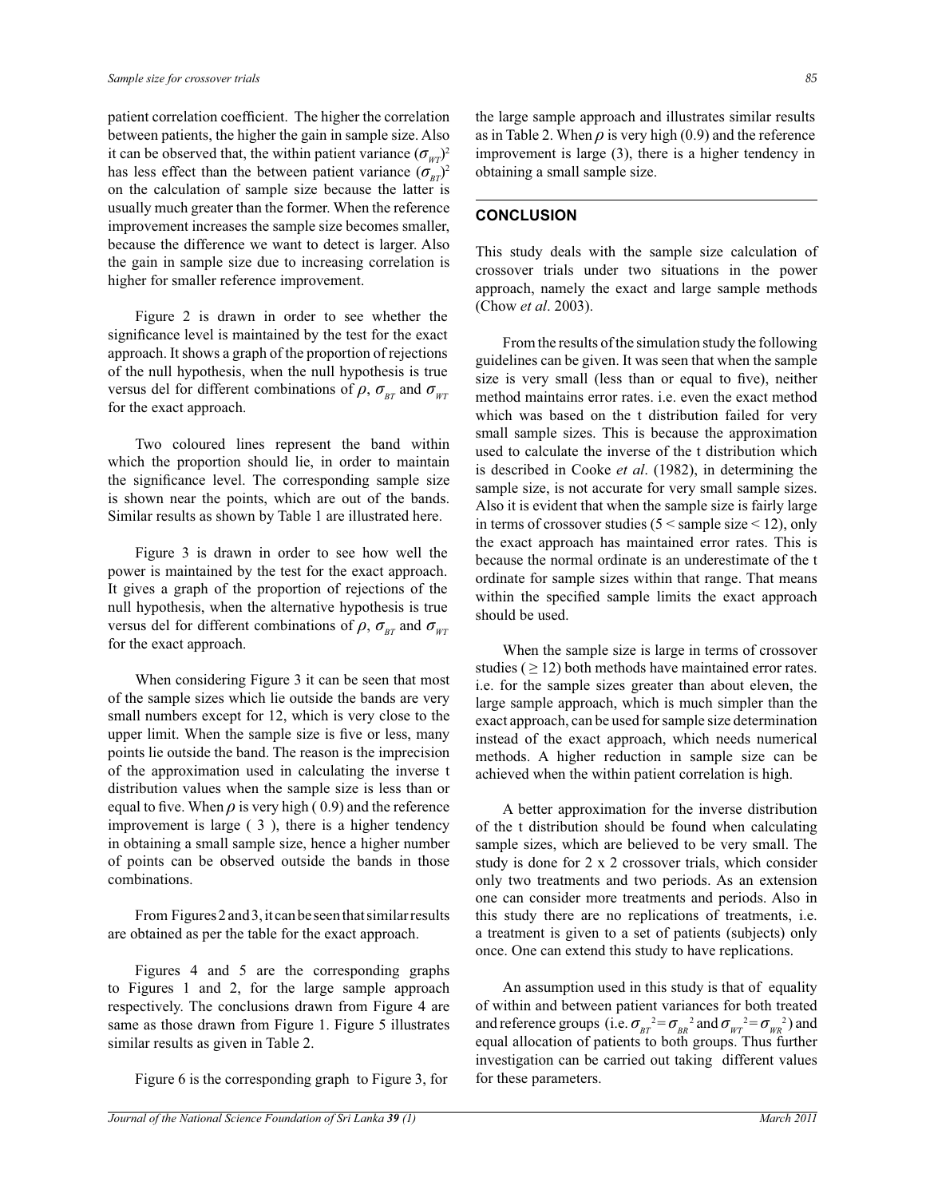patient correlation coefficient. The higher the correlation between patients, the higher the gain in sample size. Also it can be observed that, the within patient variance $(\sigma_{WT})^2$ has less effect than the between patient variance $(\sigma_{BT})^2$ on the calculation of sample size because the latter is usually much greater than the former. When the reference improvement increases the sample size becomes smaller, because the difference we want to detect is larger. Also the gain in sample size due to increasing correlation is higher for smaller reference improvement.

Figure 2 is drawn in order to see whether the significance level is maintained by the test for the exact approach. It shows a graph of the proportion of rejections of the null hypothesis, when the null hypothesis is true versus del for different combinations of $\rho$, $\sigma_{BT}$ and $\sigma_{WT}$ for the exact approach.

Two coloured lines represent the band within which the proportion should lie, in order to maintain the significance level. The corresponding sample size is shown near the points, which are out of the bands. Similar results as shown by Table 1 are illustrated here.

Figure 3 is drawn in order to see how well the power is maintained by the test for the exact approach. It gives a graph of the proportion of rejections of the null hypothesis, when the alternative hypothesis is true versus del for different combinations of $\rho$, $\sigma_{BT}$ and $\sigma_{WT}$ for the exact approach.

When considering Figure 3 it can be seen that most of the sample sizes which lie outside the bands are very small numbers except for 12, which is very close to the upper limit. When the sample size is five or less, many points lie outside the band. The reason is the imprecision of the approximation used in calculating the inverse t distribution values when the sample size is less than or equal to five. When $\rho$ is very high ( 0.9) and the reference improvement is large ( 3 ), there is a higher tendency in obtaining a small sample size, hence a higher number of points can be observed outside the bands in those combinations.

From Figures 2 and 3, it can be seen that similar results are obtained as per the table for the exact approach.

Figures 4 and 5 are the corresponding graphs to Figures 1 and 2, for the large sample approach respectively. The conclusions drawn from Figure 4 are same as those drawn from Figure 1. Figure 5 illustrates similar results as given in Table 2.

Figure 6 is the corresponding graph to Figure 3, for the large sample approach and illustrates similar results as in Table 2. When $\rho$ is very high (0.9) and the reference improvement is large (3), there is a higher tendency in obtaining a small sample size.

## CONCLUSION

This study deals with the sample size calculation of crossover trials under two situations in the power approach, namely the exact and large sample methods (Chow *et al*. 2003).

From the results of the simulation study the following guidelines can be given. It was seen that when the sample size is very small (less than or equal to five), neither method maintains error rates. i.e. even the exact method which was based on the t distribution failed for very small sample sizes. This is because the approximation used to calculate the inverse of the t distribution which is described in Cooke *et al*. (1982), in determining the sample size, is not accurate for very small sample sizes. Also it is evident that when the sample size is fairly large in terms of crossover studies (5 < sample size < 12), only the exact approach has maintained error rates. This is because the normal ordinate is an underestimate of the t ordinate for sample sizes within that range. That means within the specified sample limits the exact approach should be used.

When the sample size is large in terms of crossover studies ( $\geq$ 12) both methods have maintained error rates. i.e. for the sample sizes greater than about eleven, the large sample approach, which is much simpler than the exact approach, can be used for sample size determination instead of the exact approach, which needs numerical methods. A higher reduction in sample size can be achieved when the within patient correlation is high.

A better approximation for the inverse distribution of the t distribution should be found when calculating sample sizes, which are believed to be very small. The study is done for 2 x 2 crossover trials, which consider only two treatments and two periods. As an extension one can consider more treatments and periods. Also in this study there are no replications of treatments, i.e. a treatment is given to a set of patients (subjects) only once. One can extend this study to have replications.

An assumption used in this study is that of equality of within and between patient variances for both treated and reference groups (i.e. $\sigma_{BT}{}^2 = \sigma_{BR}{}^2$ and $\sigma_{WT}{}^2 = \sigma_{WR}{}^2$) and equal allocation of patients to both groups. Thus further investigation can be carried out taking different values for these parameters.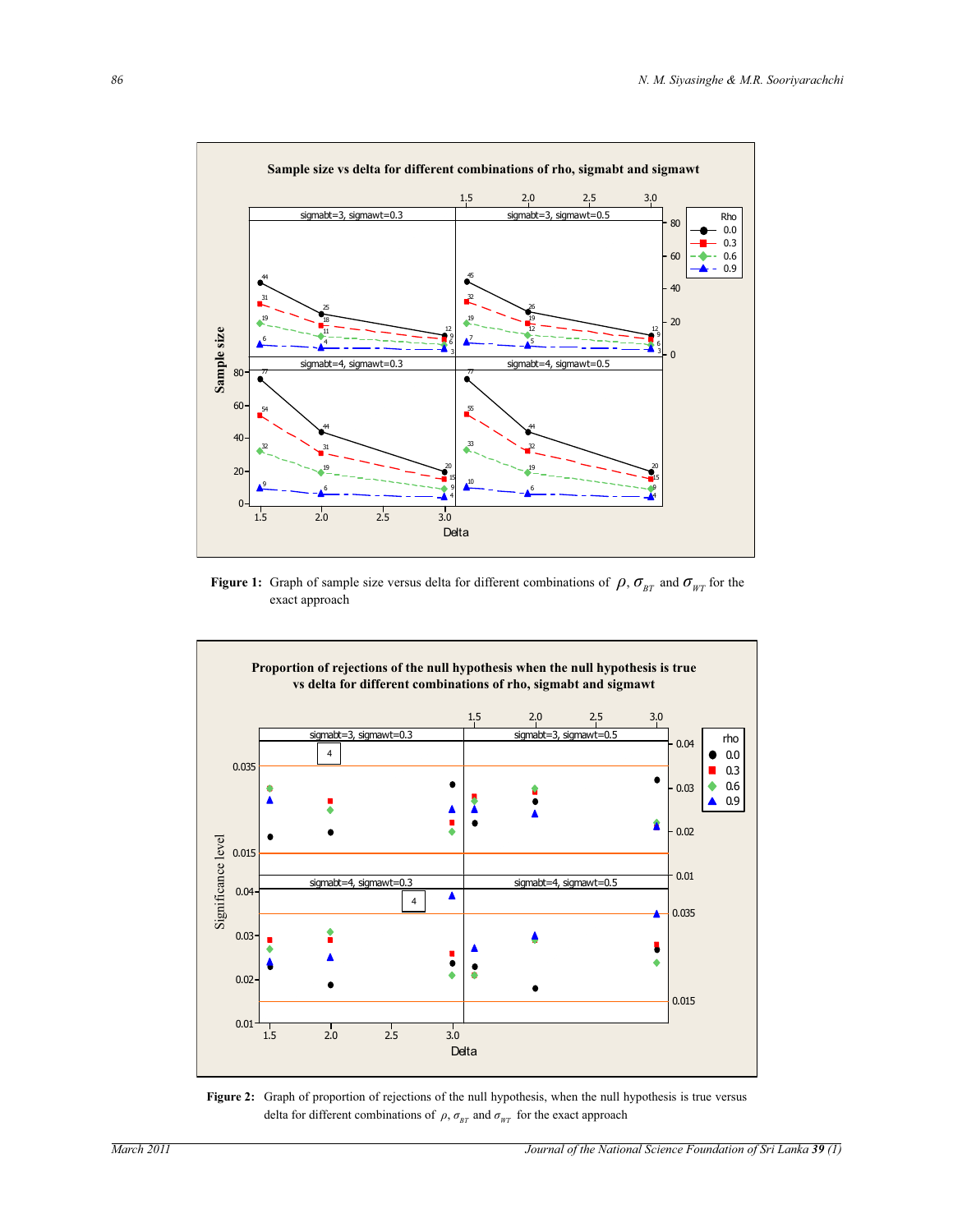**Figure 1:** Graph of sample size versus delta for different combinations of $\rho$, $\sigma_{BT}$ and $\sigma_{WT}$ for the exact approach

**Figure 2:** Graph of proportion of rejections of the null hypothesis, when the null hypothesis is true versus delta for different combinations of $\rho$, $\sigma_{BT}$ and $\sigma_{WT}$ for the exact approach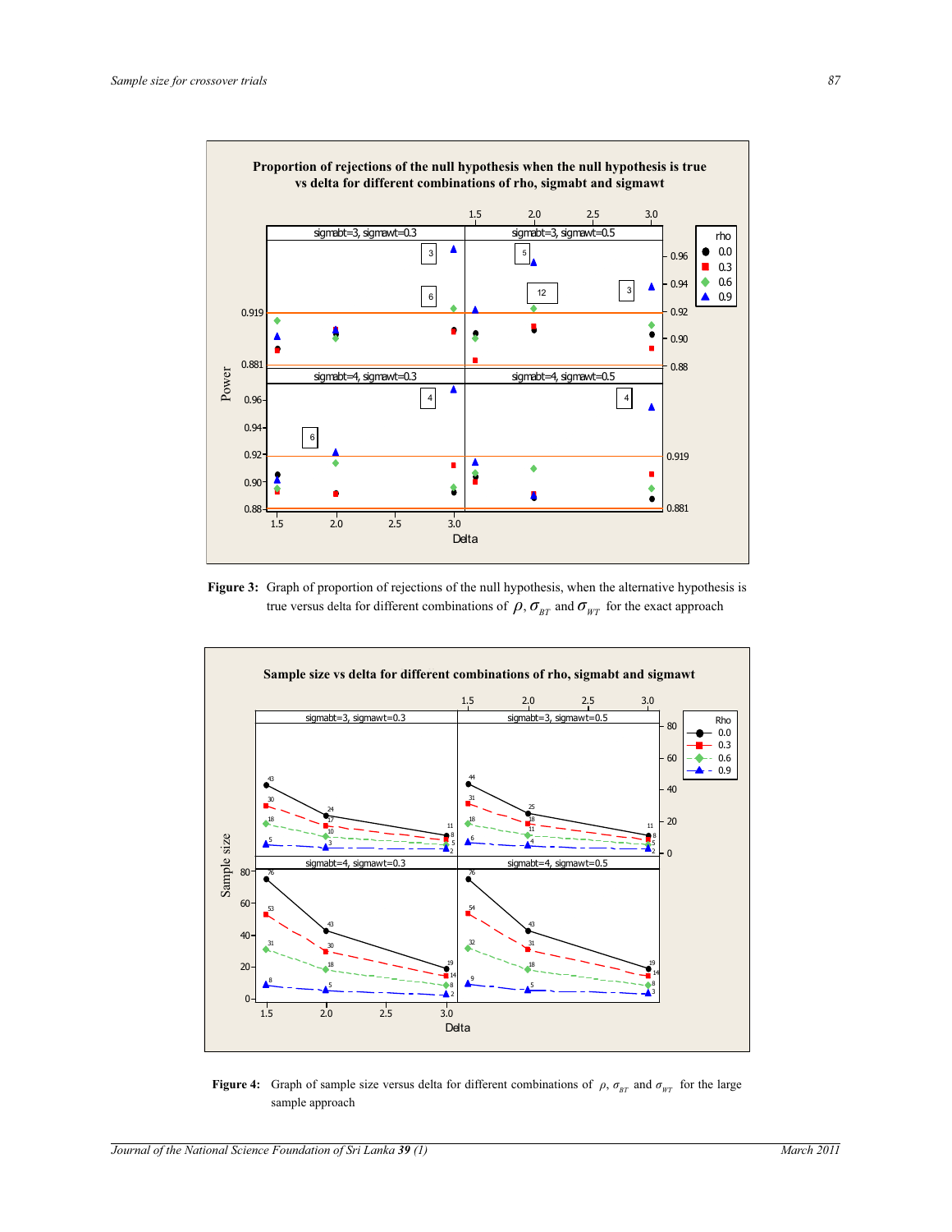**Figure 3:** Graph of proportion of rejections of the null hypothesis, when the alternative hypothesis is true versus delta for different combinations of $\rho$, $\sigma_{BT}$ and $\sigma_{WT}$ for the exact approach

**Figure 4:** Graph of sample size versus delta for different combinations of $\rho$, $\sigma_{BT}$ and $\sigma_{WT}$ for the large sample approach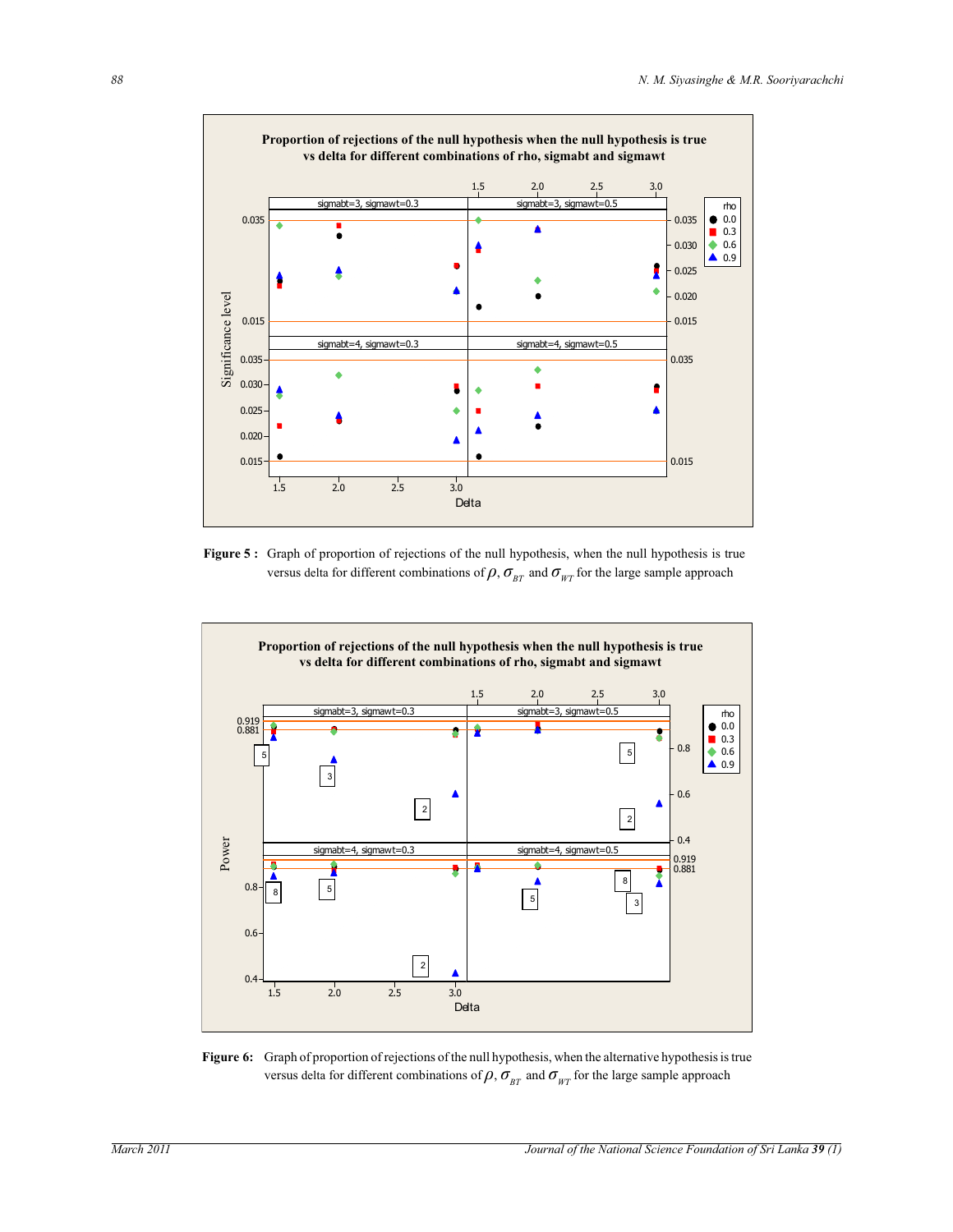**Figure 5 :** Graph of proportion of rejections of the null hypothesis, when the null hypothesis is true versus delta for different combinations of $\rho$, $\sigma_{BT}$ and $\sigma_{WT}$ for the large sample approach

**Figure 6:** Graph of proportion of rejections of the null hypothesis, when the alternative hypothesis is true versus delta for different combinations of $\rho$, $\sigma_{BT}$ and $\sigma_{WT}$ for the large sample approach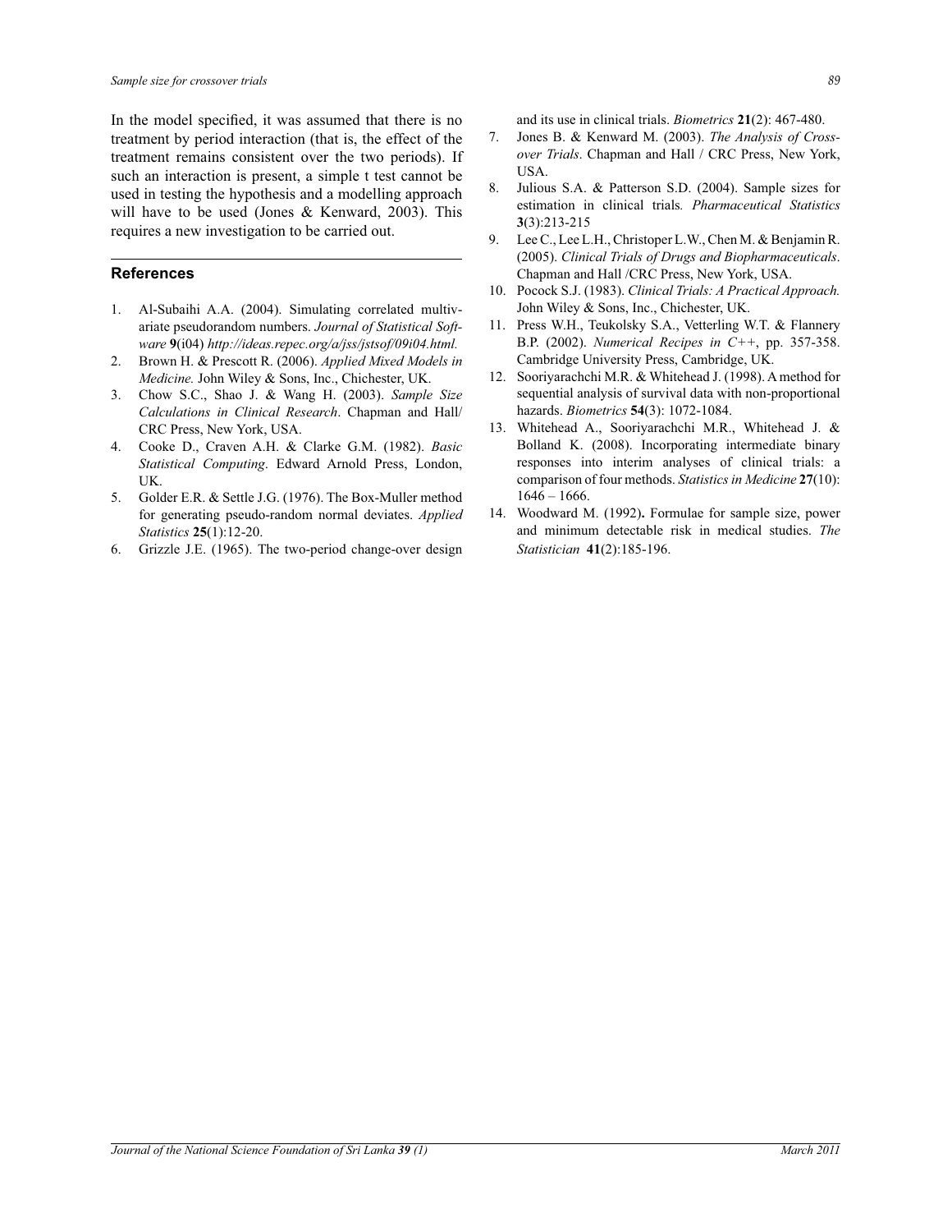In the model specified, it was assumed that there is no treatment by period interaction (that is, the effect of the treatment remains consistent over the two periods). If such an interaction is present, a simple t test cannot be used in testing the hypothesis and a modelling approach will have to be used (Jones & Kenward, 2003). This requires a new investigation to be carried out.

## References

1. Al-Subaihi A.A. (2004). Simulating correlated multivariate pseudorandom numbers. *Journal of Statistical Software* **9**(i04) *http://ideas.repec.org/a/jss/jstsof/09i04.html.*
2. Brown H. & Prescott R. (2006). *Applied Mixed Models in Medicine.* John Wiley & Sons, Inc., Chichester, UK.
3. Chow S.C., Shao J. & Wang H. (2003). *Sample Size Calculations in Clinical Research*. Chapman and Hall/ CRC Press, New York, USA.
4. Cooke D., Craven A.H. & Clarke G.M. (1982). *Basic Statistical Computing*. Edward Arnold Press, London, UK.
5. Golder E.R. & Settle J.G. (1976). The Box-Muller method for generating pseudo-random normal deviates. *Applied Statistics* **25**(1):12-20.
6. Grizzle J.E. (1965). The two-period change-over design and its use in clinical trials. *Biometrics* **21**(2): 467-480.
7. Jones B. & Kenward M. (2003). *The Analysis of Cross-over Trials*. Chapman and Hall / CRC Press, New York, USA.
8. Julious S.A. & Patterson S.D. (2004). Sample sizes for estimation in clinical trials*. Pharmaceutical Statistics* **3**(3):213-215
9. Lee C., Lee L.H., Christoper L.W., Chen M. & Benjamin R. (2005). *Clinical Trials of Drugs and Biopharmaceuticals*. Chapman and Hall /CRC Press, New York, USA.
10. Pocock S.J. (1983). *Clinical Trials: A Practical Approach.* John Wiley & Sons, Inc., Chichester, UK.
11. Press W.H., Teukolsky S.A., Vetterling W.T. & Flannery B.P. (2002). *Numerical Recipes in C++*, pp. 357-358. Cambridge University Press, Cambridge, UK.
12. Sooriyarachchi M.R. & Whitehead J. (1998). A method for sequential analysis of survival data with non-proportional hazards. *Biometrics* **54**(3): 1072-1084.
13. Whitehead A., Sooriyarachchi M.R., Whitehead J. & Bolland K. (2008). Incorporating intermediate binary responses into interim analyses of clinical trials: a comparison of four methods. *Statistics in Medicine* **27**(10): 1646 – 1666.
14. Woodward M. (1992)**.** Formulae for sample size, power and minimum detectable risk in medical studies. *The Statistician* **41**(2):185-196.